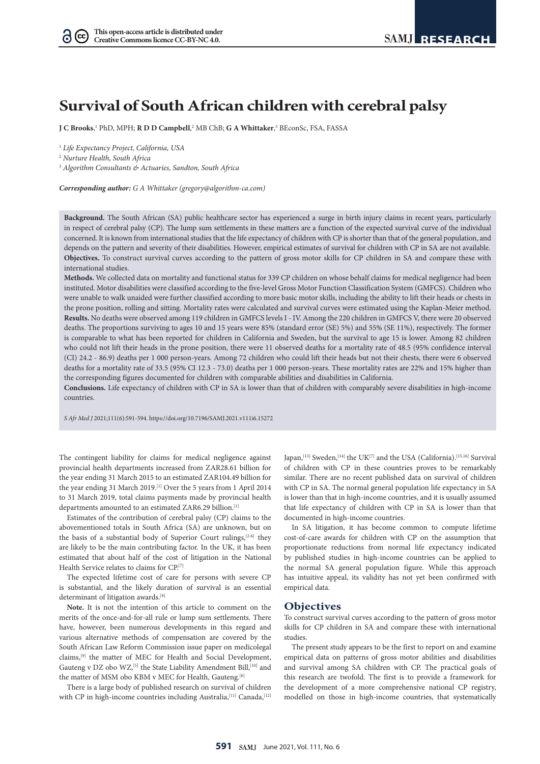# Survival of South African children with cerebral palsy

**J C Brooks**,[1] PhD, MPH; **R D D Campbell**,[2] MB ChB; **G A Whittaker**,[3] BEconSc, FSA, FASSA

[1] *Life Expectancy Project, California, USA*

[2] *Nurture Health, South Africa*

[3] *Algorithm Consultants & Actuaries, Sandton, South Africa*

***Corresponding author:** G A Whittaker (gregory@algorithm-ca.com)*

**Background.** The South African (SA) public healthcare sector has experienced a surge in birth injury claims in recent years, particularly in respect of cerebral palsy (CP). The lump sum settlements in these matters are a function of the expected survival curve of the individual concerned. It is known from international studies that the life expectancy of children with CP is shorter than that of the general population, and depends on the pattern and severity of their disabilities. However, empirical estimates of survival for children with CP in SA are not available.

**Objectives.** To construct survival curves according to the pattern of gross motor skills for CP children in SA and compare these with international studies.

**Methods.** We collected data on mortality and functional status for 339 CP children on whose behalf claims for medical negligence had been instituted. Motor disabilities were classified according to the five-level Gross Motor Function Classification System (GMFCS). Children who were unable to walk unaided were further classified according to more basic motor skills, including the ability to lift their heads or chests in the prone position, rolling and sitting. Mortality rates were calculated and survival curves were estimated using the Kaplan-Meier method.

**Results.** No deaths were observed among 119 children in GMFCS levels I - IV. Among the 220 children in GMFCS V, there were 20 observed deaths. The proportions surviving to ages 10 and 15 years were 85% (standard error (SE) 5%) and 55% (SE 11%), respectively. The former is comparable to what has been reported for children in California and Sweden, but the survival to age 15 is lower. Among 82 children who could not lift their heads in the prone position, there were 11 observed deaths for a mortality rate of 48.5 (95% confidence interval (CI) 24.2 - 86.9) deaths per 1 000 person-years. Among 72 children who could lift their heads but not their chests, there were 6 observed deaths for a mortality rate of 33.5 (95% CI 12.3 - 73.0) deaths per 1 000 person-years. These mortality rates are 22% and 15% higher than the corresponding figures documented for children with comparable abilities and disabilities in California.

**Conclusions.** Life expectancy of children with CP in SA is lower than that of children with comparably severe disabilities in high-income countries.

*S Afr Med J* 2021;111(6):591-594. https://doi.org/10.7196/SAMJ.2021.v111i6.15272

The contingent liability for claims for medical negligence against provincial health departments increased from ZAR28.61 billion for the year ending 31 March 2015 to an estimated ZAR104.49 billion for the year ending 31 March 2019.[1] Over the 5 years from 1 April 2014 to 31 March 2019, total claims payments made by provincial health departments amounted to an estimated ZAR6.29 billion.[1]

Estimates of the contribution of cerebral palsy (CP) claims to the abovementioned totals in South Africa (SA) are unknown, but on the basis of a substantial body of Superior Court rulings,[2-6] they are likely to be the main contributing factor. In the UK, it has been estimated that about half of the cost of litigation in the National Health Service relates to claims for CP.[7]

The expected lifetime cost of care for persons with severe CP is substantial, and the likely duration of survival is an essential determinant of litigation awards.[8]

**Note.** It is not the intention of this article to comment on the merits of the once-and-for-all rule or lump sum settlements. There have, however, been numerous developments in this regard and various alternative methods of compensation are covered by the South African Law Reform Commission issue paper on medicolegal claims,[9] the matter of MEC for Health and Social Development, Gauteng v DZ obo WZ,[5] the State Liability Amendment Bill,[10] and the matter of MSM obo KBM v MEC for Health, Gauteng.[6]

There is a large body of published research on survival of children with CP in high-income countries including Australia,[11] Canada,[12] Japan,[13] Sweden,[14] the UK[7] and the USA (California).[15,16] Survival of children with CP in these countries proves to be remarkably similar. There are no recent published data on survival of children with CP in SA. The normal general population life expectancy in SA is lower than that in high-income countries, and it is usually assumed that life expectancy of children with CP in SA is lower than that documented in high-income countries.

In SA litigation, it has become common to compute lifetime cost-of-care awards for children with CP on the assumption that proportionate reductions from normal life expectancy indicated by published studies in high-income countries can be applied to the normal SA general population figure. While this approach has intuitive appeal, its validity has not yet been confirmed with empirical data.

## Objectives

To construct survival curves according to the pattern of gross motor skills for CP children in SA and compare these with international studies.

The present study appears to be the first to report on and examine empirical data on patterns of gross motor abilities and disabilities and survival among SA children with CP. The practical goals of this research are twofold. The first is to provide a framework for the development of a more comprehensive national CP registry, modelled on those in high-income countries, that systematically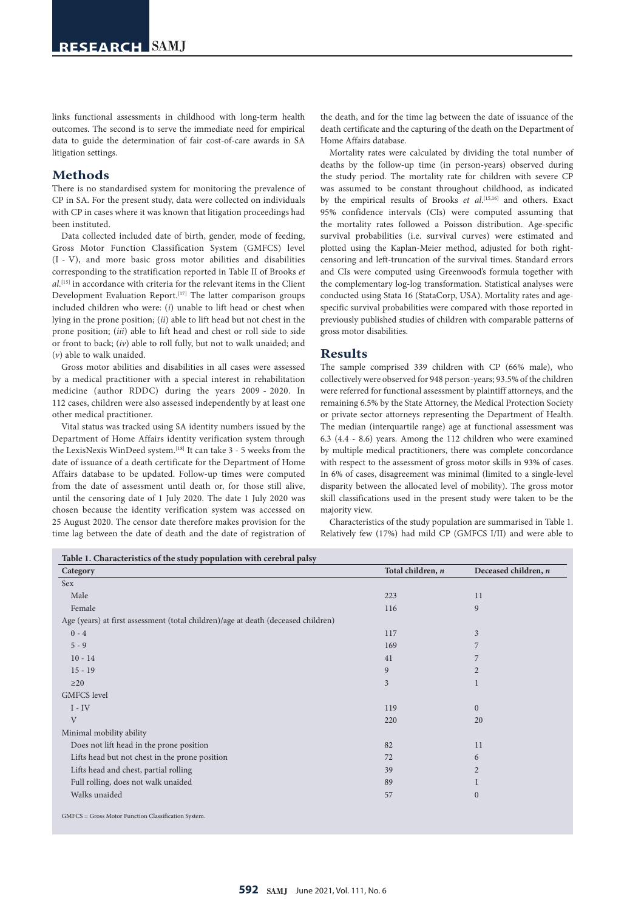links functional assessments in childhood with long-term health outcomes. The second is to serve the immediate need for empirical data to guide the determination of fair cost-of-care awards in SA litigation settings.

## Methods

There is no standardised system for monitoring the prevalence of CP in SA. For the present study, data were collected on individuals with CP in cases where it was known that litigation proceedings had been instituted.

Data collected included date of birth, gender, mode of feeding, Gross Motor Function Classification System (GMFCS) level (I - V), and more basic gross motor abilities and disabilities corresponding to the stratification reported in Table II of Brooks *et al.*[15] in accordance with criteria for the relevant items in the Client Development Evaluation Report.[17] The latter comparison groups included children who were: (*i*) unable to lift head or chest when lying in the prone position; (*ii*) able to lift head but not chest in the prone position; (*iii*) able to lift head and chest or roll side to side or front to back; (*iv*) able to roll fully, but not to walk unaided; and (*v*) able to walk unaided.

Gross motor abilities and disabilities in all cases were assessed by a medical practitioner with a special interest in rehabilitation medicine (author RDDC) during the years 2009 - 2020. In 112 cases, children were also assessed independently by at least one other medical practitioner.

Vital status was tracked using SA identity numbers issued by the Department of Home Affairs identity verification system through the LexisNexis WinDeed system.[18] It can take 3 - 5 weeks from the date of issuance of a death certificate for the Department of Home Affairs database to be updated. Follow-up times were computed from the date of assessment until death or, for those still alive, until the censoring date of 1 July 2020. The date 1 July 2020 was chosen because the identity verification system was accessed on 25 August 2020. The censor date therefore makes provision for the time lag between the date of death and the date of registration of the death, and for the time lag between the date of issuance of the death certificate and the capturing of the death on the Department of Home Affairs database.

Mortality rates were calculated by dividing the total number of deaths by the follow-up time (in person-years) observed during the study period. The mortality rate for children with severe CP was assumed to be constant throughout childhood, as indicated by the empirical results of Brooks *et al.*[15,16] and others. Exact 95% confidence intervals (CIs) were computed assuming that the mortality rates followed a Poisson distribution. Age-specific survival probabilities (i.e. survival curves) were estimated and plotted using the Kaplan-Meier method, adjusted for both right-censoring and left-truncation of the survival times. Standard errors and CIs were computed using Greenwood's formula together with the complementary log-log transformation. Statistical analyses were conducted using Stata 16 (StataCorp, USA). Mortality rates and age-specific survival probabilities were compared with those reported in previously published studies of children with comparable patterns of gross motor disabilities.

## Results

The sample comprised 339 children with CP (66% male), who collectively were observed for 948 person-years; 93.5% of the children were referred for functional assessment by plaintiff attorneys, and the remaining 6.5% by the State Attorney, the Medical Protection Society or private sector attorneys representing the Department of Health. The median (interquartile range) age at functional assessment was 6.3 (4.4 - 8.6) years. Among the 112 children who were examined by multiple medical practitioners, there was complete concordance with respect to the assessment of gross motor skills in 93% of cases. In 6% of cases, disagreement was minimal (limited to a single-level disparity between the allocated level of mobility). The gross motor skill classifications used in the present study were taken to be the majority view.

Characteristics of the study population are summarised in Table 1. Relatively few (17%) had mild CP (GMFCS I/II) and were able to

**Table 1. Characteristics of the study population with cerebral palsy**

| Category | Total children, *n* | Deceased children, *n* |
|---|---|---|
| Sex | | |
| Male | 223 | 11 |
| Female | 116 | 9 |
| Age (years) at first assessment (total children)/age at death (deceased children) | | |
| 0 - 4 | 117 | 3 |
| 5 - 9 | 169 | 7 |
| 10 - 14 | 41 | 7 |
| 15 - 19 | 9 | 2 |
| ≥20 | 3 | 1 |
| GMFCS level | | |
| I - IV | 119 | 0 |
| V | 220 | 20 |
| Minimal mobility ability | | |
| Does not lift head in the prone position | 82 | 11 |
| Lifts head but not chest in the prone position | 72 | 6 |
| Lifts head and chest, partial rolling | 39 | 2 |
| Full rolling, does not walk unaided | 89 | 1 |
| Walks unaided | 57 | 0 |

GMFCS = Gross Motor Function Classification System.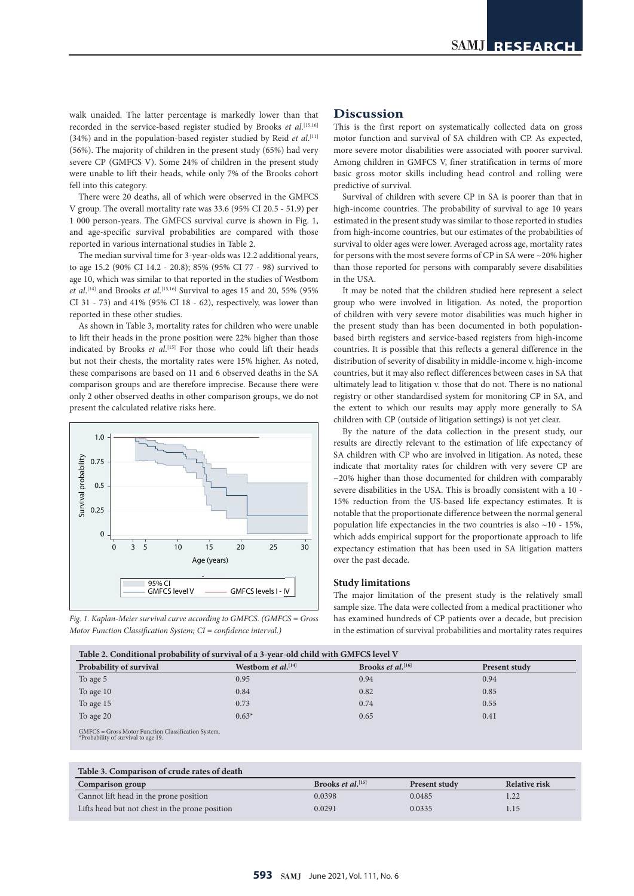walk unaided. The latter percentage is markedly lower than that recorded in the service-based register studied by Brooks *et al.*[15,16] (34%) and in the population-based register studied by Reid *et al.*[11] (56%). The majority of children in the present study (65%) had very severe CP (GMFCS V). Some 24% of children in the present study were unable to lift their heads, while only 7% of the Brooks cohort fell into this category.

There were 20 deaths, all of which were observed in the GMFCS V group. The overall mortality rate was 33.6 (95% CI 20.5 - 51.9) per 1 000 person-years. The GMFCS survival curve is shown in Fig. 1, and age-specific survival probabilities are compared with those reported in various international studies in Table 2.

The median survival time for 3-year-olds was 12.2 additional years, to age 15.2 (90% CI 14.2 - 20.8); 85% (95% CI 77 - 98) survived to age 10, which was similar to that reported in the studies of Westbom *et al.*[14] and Brooks *et al.*[15,16] Survival to ages 15 and 20, 55% (95% CI 31 - 73) and 41% (95% CI 18 - 62), respectively, was lower than reported in these other studies.

As shown in Table 3, mortality rates for children who were unable to lift their heads in the prone position were 22% higher than those indicated by Brooks *et al.*[15] For those who could lift their heads but not their chests, the mortality rates were 15% higher. As noted, these comparisons are based on 11 and 6 observed deaths in the SA comparison groups and are therefore imprecise. Because there were only 2 other observed deaths in other comparison groups, we do not present the calculated relative risks here.

*Fig. 1. Kaplan-Meier survival curve according to GMFCS. (GMFCS = Gross Motor Function Classification System; CI = confidence interval.)*

## Discussion

This is the first report on systematically collected data on gross motor function and survival of SA children with CP. As expected, more severe motor disabilities were associated with poorer survival. Among children in GMFCS V, finer stratification in terms of more basic gross motor skills including head control and rolling were predictive of survival.

Survival of children with severe CP in SA is poorer than that in high-income countries. The probability of survival to age 10 years estimated in the present study was similar to those reported in studies from high-income countries, but our estimates of the probabilities of survival to older ages were lower. Averaged across age, mortality rates for persons with the most severe forms of CP in SA were ~20% higher than those reported for persons with comparably severe disabilities in the USA.

It may be noted that the children studied here represent a select group who were involved in litigation. As noted, the proportion of children with very severe motor disabilities was much higher in the present study than has been documented in both population-based birth registers and service-based registers from high-income countries. It is possible that this reflects a general difference in the distribution of severity of disability in middle-income v. high-income countries, but it may also reflect differences between cases in SA that ultimately lead to litigation v. those that do not. There is no national registry or other standardised system for monitoring CP in SA, and the extent to which our results may apply more generally to SA children with CP (outside of litigation settings) is not yet clear.

By the nature of the data collection in the present study, our results are directly relevant to the estimation of life expectancy of SA children with CP who are involved in litigation. As noted, these indicate that mortality rates for children with very severe CP are ~20% higher than those documented for children with comparably severe disabilities in the USA. This is broadly consistent with a 10 - 15% reduction from the US-based life expectancy estimates. It is notable that the proportionate difference between the normal general population life expectancies in the two countries is also ~10 - 15%, which adds empirical support for the proportionate approach to life expectancy estimation that has been used in SA litigation matters over the past decade.

### Study limitations

The major limitation of the present study is the relatively small sample size. The data were collected from a medical practitioner who has examined hundreds of CP patients over a decade, but precision in the estimation of survival probabilities and mortality rates requires

**Table 2. Conditional probability of survival of a 3-year-old child with GMFCS level V**

| Probability of survival | Westbom *et al.*[14] | Brooks *et al.*[16] | Present study |
|---|---|---|---|
| To age 5 | 0.95 | 0.94 | 0.94 |
| To age 10 | 0.84 | 0.82 | 0.85 |
| To age 15 | 0.73 | 0.74 | 0.55 |
| To age 20 | 0.63* | 0.65 | 0.41 |

GMFCS = Gross Motor Function Classification System.
*Probability of survival to age 19.

**Table 3. Comparison of crude rates of death**

| Comparison group | Brooks *et al.*[15] | Present study | Relative risk |
|---|---|---|---|
| Cannot lift head in the prone position | 0.0398 | 0.0485 | 1.22 |
| Lifts head but not chest in the prone position | 0.0291 | 0.0335 | 1.15 |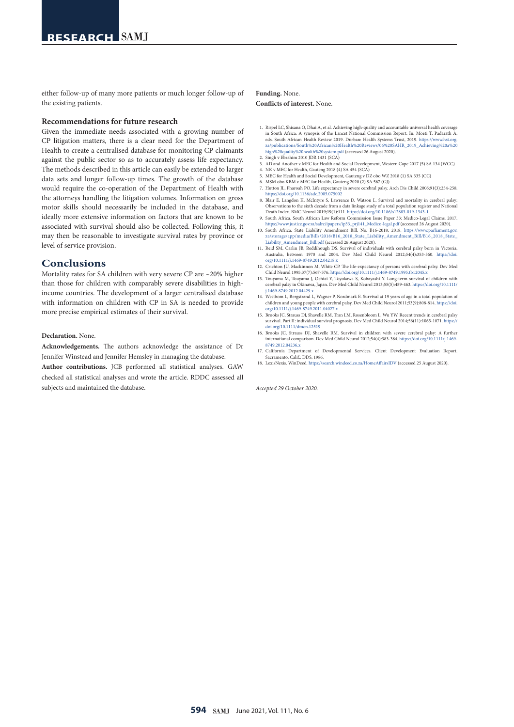either follow-up of many more patients or much longer follow-up of the existing patients.

### Recommendations for future research

Given the immediate needs associated with a growing number of CP litigation matters, there is a clear need for the Department of Health to create a centralised database for monitoring CP claimants against the public sector so as to accurately assess life expectancy. The methods described in this article can easily be extended to larger data sets and longer follow-up times. The growth of the database would require the co-operation of the Department of Health with the attorneys handling the litigation volumes. Information on gross motor skills should necessarily be included in the database, and ideally more extensive information on factors that are known to be associated with survival should also be collected. Following this, it may then be reasonable to investigate survival rates by province or level of service provision.

## Conclusions

Mortality rates for SA children with very severe CP are ~20% higher than those for children with comparably severe disabilities in high-income countries. The development of a larger centralised database with information on children with CP in SA is needed to provide more precise empirical estimates of their survival.

**Declaration.** None.

**Acknowledgements.** The authors acknowledge the assistance of Dr Jennifer Winstead and Jennifer Hemsley in managing the database.

**Author contributions.** JCB performed all statistical analyses. GAW checked all statistical analyses and wrote the article. RDDC assessed all subjects and maintained the database.

**Funding.** None.

**Conflicts of interest.** None.

1. Rispel LC, Shisana O, Dhai A, et al. Achieving high-quality and accountable universal health coverage in South Africa: A synopsis of the Lancet National Commission Report. In: Moeti T, Padarath A, eds. South African Health Review 2019. Durban: Health Systems Trust, 2019. https://www.hst.org.za/publications/South%20African%20Health%20Reviews/06%20SAHR_2019_Achieving%20a%20high%20quality%20health%20system.pdf (accessed 26 August 2020).
2. Singh v Ebrahim 2010 JDR 1431 (SCA)
3. AD and Another v MEC for Health and Social Development, Western Cape 2017 (5) SA 134 (WCC)
4. NK v MEC for Health, Gauteng 2018 (4) SA 454 (SCA)
5. MEC for Health and Social Development, Gauteng v DZ obo WZ 2018 (1) SA 335 (CC)
6. MSM obo KBM v MEC for Health, Gauteng 2020 (2) SA 567 (GJ)
7. Hutton JL, Pharoah PO. Life expectancy in severe cerebral palsy. Arch Dis Child 2006;91(3):254-258. https://doi.org/10.1136/adc.2005.075002
8. Blair E, Langdon K, McIntyre S, Lawrence D, Watson L. Survival and mortality in cerebral palsy: Observations to the sixth decade from a data linkage study of a total population register and National Death Index. BMC Neurol 2019;19(1):111. https://doi.org/10.1186/s12883-019-1343-1
9. South Africa. South African Law Reform Commission Issue Paper 33: Medico-Legal Claims. 2017. https://www.justice.gov.za/salrc/ipapers/ip33_prj141_Medico-legal.pdf (accessed 26 August 2020).
10. South Africa. State Liability Amendment Bill, No. B16-2018, 2018. https://www.parliament.gov.za/storage/app/media/Bills/2018/B16_2018_State_Liability_Amendment_Bill/B16_2018_State_Liability_Amendment_Bill.pdf (accessed 26 August 2020).
11. Reid SM, Carlin JB, Reddihough DS. Survival of individuals with cerebral palsy born in Victoria, Australia, between 1970 and 2004. Dev Med Child Neurol 2012;54(4):353-360. https://doi.org/10.1111/j.1469-8749.2012.04218.x
12. Crichton JU, Mackinnon M, White CP. The life-expectancy of persons with cerebral palsy. Dev Med Child Neurol 1995;37(7):567-576. https://doi.org/10.1111/j.1469-8749.1995.tb12045.x
13. Touyama M, Touyama J, Ochiai Y, Toyokawa S, Kobayashi Y. Long-term survival of children with cerebral palsy in Okinawa, Japan. Dev Med Child Neurol 2013;55(5):459-463. https://doi.org/10.1111/j.1469-8749.2012.04429.x
14. Westbom L, Bergstrand L, Wagner P, Nordmark E. Survival at 19 years of age in a total population of children and young people with cerebral palsy. Dev Med Child Neurol 2011;53(9):808-814. https://doi.org/10.1111/j.1469-8749.2011.04027.x
15. Brooks JC, Strauss DJ, Shavelle RM, Tran LM, Rosenbloom L, Wu YW. Recent trends in cerebral palsy survival. Part II: individual survival prognosis. Dev Med Child Neurol 2014;56(11):1065-1071. https://doi.org/10.1111/dmcn.12519
16. Brooks JC, Strauss DJ, Shavelle RM. Survival in children with severe cerebral palsy: A further international comparison. Dev Med Child Neurol 2012;54(4):383-384. https://doi.org/10.1111/j.1469-8749.2012.04236.x
17. California Department of Developmental Services. Client Development Evaluation Report. Sacramento, Calif.: DDS, 1986.
18. LexisNexis. WinDeed. https://search.windeed.co.za/HomeAffairsIDV (accessed 25 August 2020).

*Accepted 29 October 2020.*